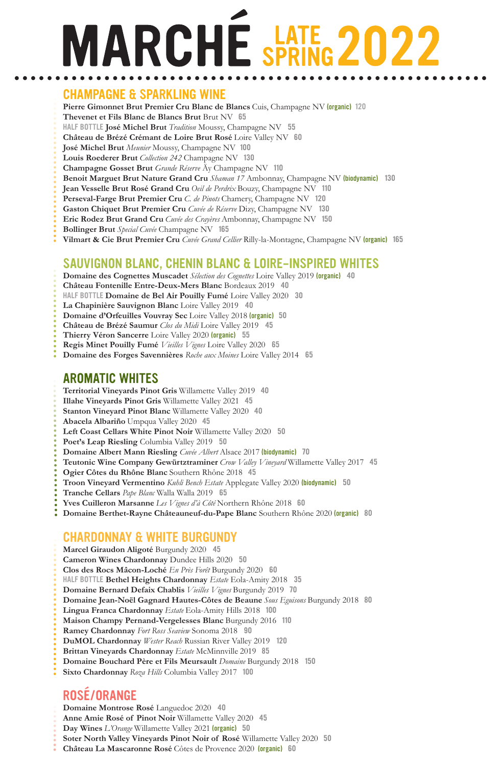# MARCHÉ LATE SPRING 2022

## CHAMPAGNE & SPARKLING WINE

**Pierre Gimonnet Brut Premier Cru Blanc de Blancs** Cuis, Champagne NV (organic) 120
**Thevenet et Fils Blanc de Blancs Brut** Brut NV 65
HALF BOTTLE **José Michel Brut** *Tradition* Moussy, Champagne NV 55
**Château de Brézé Crémant de Loire Brut Rosé** Loire Valley NV 60
**José Michel Brut** *Meunier* Moussy, Champagne NV 100
**Louis Roederer Brut** *Collection 242* Champagne NV 130
**Champagne Gosset Brut** *Grande Réserve* Äy Champagne NV 110
**Benoit Marguet Brut Nature Grand Cru** *Shaman 17* Ambonnay, Champagne NV (biodynamic) 130
**Jean Vesselle Brut Rosé Grand Cru** *Oeil de Perdrix* Bouzy, Champagne NV 110
**Perseval-Farge Brut Premier Cru** *C. de Pinots* Chamery, Champagne NV 120
**Gaston Chiquet Brut Premier Cru** *Cuvée de Réserve* Dizy, Champagne NV 130
**Eric Rodez Brut Grand Cru** *Cuvée des Crayères* Ambonnay, Champagne NV 150
**Bollinger Brut** *Special Cuvée* Champagne NV 165
**Vilmart & Cie Brut Premier Cru** *Cuvée Grand Cellier* Rilly-la-Montagne, Champagne NV (organic) 165

## SAUVIGNON BLANC, CHENIN BLANC & LOIRE-INSPIRED WHITES

**Domaine des Cognettes Muscadet** *Sélection des Cognettes* Loire Valley 2019 (organic) 40
**Château Fontenille Entre-Deux-Mers Blanc** Bordeaux 2019 40
HALF BOTTLE **Domaine de Bel Air Pouilly Fumé** Loire Valley 2020 30
**La Chapinière Sauvignon Blanc** Loire Valley 2019 40
**Domaine d'Orfeuilles Vouvray Sec** Loire Valley 2018 (organic) 50
**Château de Brézé Saumur** *Clos du Midi* Loire Valley 2019 45
**Thierry Véron Sancerre** Loire Valley 2020 (organic) 55
**Regis Minet Pouilly Fumé** *Vieilles Vignes* Loire Valley 2020 65
**Domaine des Forges Savennières** *Roche aux Moines* Loire Valley 2014 65

## AROMATIC WHITES

**Territorial Vineyards Pinot Gris** Willamette Valley 2019 40
**Illahe Vineyards Pinot Gris** Willamette Valley 2021 45
**Stanton Vineyard Pinot Blanc** Willamette Valley 2020 40
**Abacela Albariño** Umpqua Valley 2020 45
**Left Coast Cellars White Pinot Noir** Willamette Valley 2020 50
**Poet's Leap Riesling** Columbia Valley 2019 50
**Domaine Albert Mann Riesling** *Cuvée Albert* Alsace 2017 (biodynamic) 70
**Teutonic Wine Company Gewürtztraminer** *Crow Valley Vineyard* Willamette Valley 2017 45
**Ogier Côtes du Rhône Blanc** Southern Rhône 2018 45
**Troon Vineyard Vermentino** *Kubli Bench Estate* Applegate Valley 2020 (biodynamic) 50
**Tranche Cellars** *Pape Blanc* Walla Walla 2019 65
**Yves Cuilleron Marsanne** *Les Vignes d'à Côté* Northern Rhône 2018 60
**Domaine Berthet-Rayne Châteauneuf-du-Pape Blanc** Southern Rhône 2020 (organic) 80

## CHARDONNAY & WHITE BURGUNDY

**Marcel Giraudon Aligoté** Burgundy 2020 45
**Cameron Wines Chardonnay** Dundee Hills 2020 50
**Clos des Rocs Mâcon-Loché** *En Près Forêt* Burgundy 2020 60
HALF BOTTLE **Bethel Heights Chardonnay** *Estate* Eola-Amity 2018 35
**Domaine Bernard Defaix Chablis** *Vieilles Vignes* Burgundy 2019 70
**Domaine Jean-Noël Gagnard Hautes-Côtes de Beaune** *Sous Eguisons* Burgundy 2018 80
**Lingua Franca Chardonnay** *Estate* Eola-Amity Hills 2018 100
**Maison Champy Pernand-Vergelesses Blanc** Burgundy 2016 110
**Ramey Chardonnay** *Fort Ross Seaview* Sonoma 2018 90
**DuMOL Chardonnay** *Wester Reach* Russian River Valley 2019 120
**Brittan Vineyards Chardonnay** *Estate* McMinnville 2019 85
**Domaine Bouchard Père et Fils Meursault** *Domaine* Burgundy 2018 150
**Sixto Chardonnay** *Roza Hills* Columbia Valley 2017 100

## ROSÉ/ORANGE

**Domaine Montrose Rosé** Languedoc 2020 40
**Anne Amie Rosé of Pinot Noir** Willamette Valley 2020 45
**Day Wines** *L'Orange* Willamette Valley 2021 (organic) 50
**Soter North Valley Vineyards Pinot Noir of Rosé** Willamette Valley 2020 50
**Château La Mascaronne Rosé** Côtes de Provence 2020 (organic) 60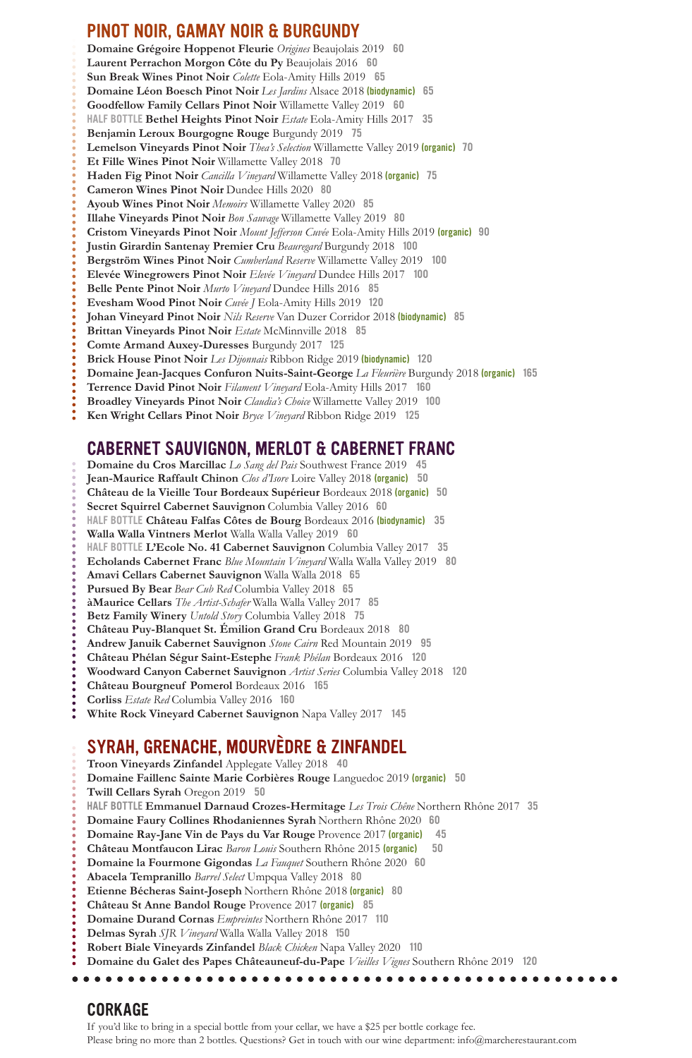## PINOT NOIR, GAMAY NOIR & BURGUNDY

**Domaine Grégoire Hoppenot Fleurie** *Origines* Beaujolais 2019 60
**Laurent Perrachon Morgon Côte du Py** Beaujolais 2016 60
**Sun Break Wines Pinot Noir** *Colette* Eola-Amity Hills 2019 65
**Domaine Léon Boesch Pinot Noir** *Les Jardins* Alsace 2018 (biodynamic) 65
**Goodfellow Family Cellars Pinot Noir** Willamette Valley 2019 60
HALF BOTTLE **Bethel Heights Pinot Noir** *Estate* Eola-Amity Hills 2017 35
**Benjamin Leroux Bourgogne Rouge** Burgundy 2019 75
**Lemelson Vineyards Pinot Noir** *Thea's Selection* Willamette Valley 2019 (organic) 70
**Et Fille Wines Pinot Noir** Willamette Valley 2018 70
**Haden Fig Pinot Noir** *Cancilla Vineyard* Willamette Valley 2018 (organic) 75
**Cameron Wines Pinot Noir** Dundee Hills 2020 80
**Ayoub Wines Pinot Noir** *Memoirs* Willamette Valley 2020 85
**Illahe Vineyards Pinot Noir** *Bon Sauvage* Willamette Valley 2019 80
**Cristom Vineyards Pinot Noir** *Mount Jefferson Cuvée* Eola-Amity Hills 2019 (organic) 90
**Justin Girardin Santenay Premier Cru** *Beauregard* Burgundy 2018 100
**Bergström Wines Pinot Noir** *Cumberland Reserve* Willamette Valley 2019 100
**Elevée Winegrowers Pinot Noir** *Elevée Vineyard* Dundee Hills 2017 100
**Belle Pente Pinot Noir** *Murto Vineyard* Dundee Hills 2016 85
**Evesham Wood Pinot Noir** *Cuvée J* Eola-Amity Hills 2019 120
**Johan Vineyard Pinot Noir** *Nils Reserve* Van Duzer Corridor 2018 (biodynamic) 85
**Brittan Vineyards Pinot Noir** *Estate* McMinnville 2018 85
**Comte Armand Auxey-Duresses** Burgundy 2017 125
**Brick House Pinot Noir** *Les Dijonnais* Ribbon Ridge 2019 (biodynamic) 120
**Domaine Jean-Jacques Confuron Nuits-Saint-George** *La Fleurière* Burgundy 2018 (organic) 165
**Terrence David Pinot Noir** *Filament Vineyard* Eola-Amity Hills 2017 160
**Broadley Vineyards Pinot Noir** *Claudia's Choice* Willamette Valley 2019 100
**Ken Wright Cellars Pinot Noir** *Bryce Vineyard* Ribbon Ridge 2019 125

## CABERNET SAUVIGNON, MERLOT & CABERNET FRANC

**Domaine du Cros Marcillac** *Lo Sang del Pais* Southwest France 2019 45
**Jean-Maurice Raffault Chinon** *Clos d'Isore* Loire Valley 2018 (organic) 50
**Château de la Vieille Tour Bordeaux Supérieur** Bordeaux 2018 (organic) 50
**Secret Squirrel Cabernet Sauvignon** Columbia Valley 2016 60
HALF BOTTLE **Château Falfas Côtes de Bourg** Bordeaux 2016 (biodynamic) 35
**Walla Walla Vintners Merlot** Walla Walla Valley 2019 60
HALF BOTTLE **L'Ecole No. 41 Cabernet Sauvignon** Columbia Valley 2017 35
**Echolands Cabernet Franc** *Blue Mountain Vineyard* Walla Walla Valley 2019 80
**Amavi Cellars Cabernet Sauvignon** Walla Walla 2018 65
**Pursued By Bear** *Bear Cub Red* Columbia Valley 2018 65
**àMaurice Cellars** *The Artist-Schafer* Walla Walla Valley 2017 85
**Betz Family Winery** *Untold Story* Columbia Valley 2018 75
**Château Puy-Blanquet St. Émilion Grand Cru** Bordeaux 2018 80
**Andrew Januik Cabernet Sauvignon** *Stone Cairn* Red Mountain 2019 95
**Château Phélan Ségur Saint-Estephe** *Frank Phélan* Bordeaux 2016 120
**Woodward Canyon Cabernet Sauvignon** *Artist Series* Columbia Valley 2018 120
**Château Bourgneuf Pomerol** Bordeaux 2016 165
**Corliss** *Estate Red* Columbia Valley 2016 160
**White Rock Vineyard Cabernet Sauvignon** Napa Valley 2017 145

## SYRAH, GRENACHE, MOURVÈDRE & ZINFANDEL

**Troon Vineyards Zinfandel** Applegate Valley 2018 40
**Domaine Faillenc Sainte Marie Corbières Rouge** Languedoc 2019 (organic) 50
**Twill Cellars Syrah** Oregon 2019 50
HALF BOTTLE **Emmanuel Darnaud Crozes-Hermitage** *Les Trois Chêne* Northern Rhône 2017 35
**Domaine Faury Collines Rhodaniennes Syrah** Northern Rhône 2020 60
**Domaine Ray-Jane Vin de Pays du Var Rouge** Provence 2017 (organic) 45
**Château Montfaucon Lirac** *Baron Louis* Southern Rhône 2015 (organic) 50
**Domaine la Fourmone Gigondas** *La Fauquet* Southern Rhône 2020 60
**Abacela Tempranillo** *Barrel Select* Umpqua Valley 2018 80
**Etienne Bécheras Saint-Joseph** Northern Rhône 2018 (organic) 80
**Château St Anne Bandol Rouge** Provence 2017 (organic) 85
**Domaine Durand Cornas** *Empreintes* Northern Rhône 2017 110
**Delmas Syrah** *SJR Vineyard* Walla Walla Valley 2018 150
**Robert Biale Vineyards Zinfandel** *Black Chicken* Napa Valley 2020 110
**Domaine du Galet des Papes Châteauneuf-du-Pape** *Vieilles Vignes* Southern Rhône 2019 120

## CORKAGE

If you'd like to bring in a special bottle from your cellar, we have a $25 per bottle corkage fee.
Please bring no more than 2 bottles. Questions? Get in touch with our wine department: info@marcherestaurant.com